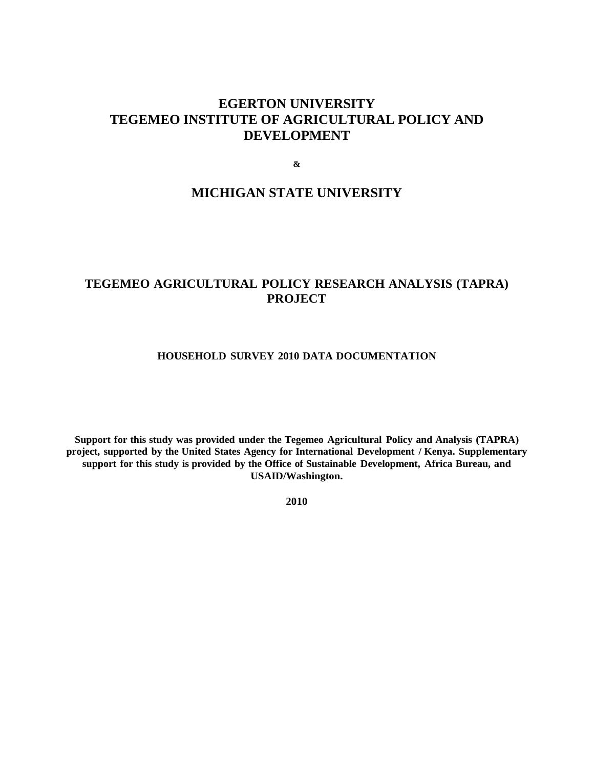# EGERTON UNIVERSITY
# TEGEMEO INSTITUTE OF AGRICULTURAL POLICY AND DEVELOPMENT

**&**

# MICHIGAN STATE UNIVERSITY

## TEGEMEO AGRICULTURAL POLICY RESEARCH ANALYSIS (TAPRA) PROJECT

### HOUSEHOLD SURVEY 2010 DATA DOCUMENTATION

**Support for this study was provided under the Tegemeo Agricultural Policy and Analysis (TAPRA) project, supported by the United States Agency for International Development / Kenya. Supplementary support for this study is provided by the Office of Sustainable Development, Africa Bureau, and USAID/Washington.**

**2010**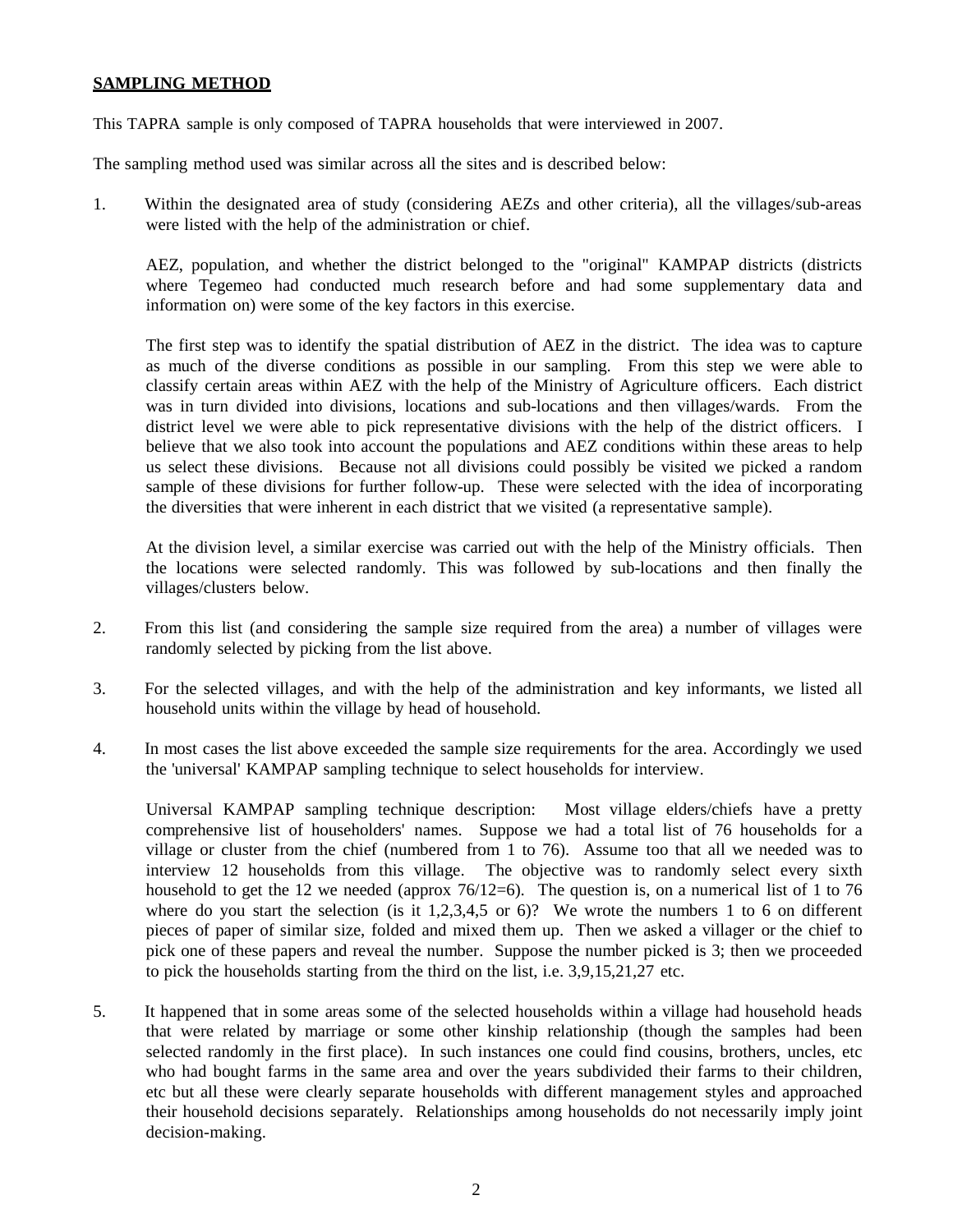## SAMPLING METHOD

This TAPRA sample is only composed of TAPRA households that were interviewed in 2007.

The sampling method used was similar across all the sites and is described below:

1. Within the designated area of study (considering AEZs and other criteria), all the villages/sub-areas were listed with the help of the administration or chief.

   AEZ, population, and whether the district belonged to the "original" KAMPAP districts (districts where Tegemeo had conducted much research before and had some supplementary data and information on) were some of the key factors in this exercise.

   The first step was to identify the spatial distribution of AEZ in the district. The idea was to capture as much of the diverse conditions as possible in our sampling. From this step we were able to classify certain areas within AEZ with the help of the Ministry of Agriculture officers. Each district was in turn divided into divisions, locations and sub-locations and then villages/wards. From the district level we were able to pick representative divisions with the help of the district officers. I believe that we also took into account the populations and AEZ conditions within these areas to help us select these divisions. Because not all divisions could possibly be visited we picked a random sample of these divisions for further follow-up. These were selected with the idea of incorporating the diversities that were inherent in each district that we visited (a representative sample).

   At the division level, a similar exercise was carried out with the help of the Ministry officials. Then the locations were selected randomly. This was followed by sub-locations and then finally the villages/clusters below.

2. From this list (and considering the sample size required from the area) a number of villages were randomly selected by picking from the list above.

3. For the selected villages, and with the help of the administration and key informants, we listed all household units within the village by head of household.

4. In most cases the list above exceeded the sample size requirements for the area. Accordingly we used the 'universal' KAMPAP sampling technique to select households for interview.

   Universal KAMPAP sampling technique description: Most village elders/chiefs have a pretty comprehensive list of householders' names. Suppose we had a total list of 76 households for a village or cluster from the chief (numbered from 1 to 76). Assume too that all we needed was to interview 12 households from this village. The objective was to randomly select every sixth household to get the 12 we needed (approx 76/12=6). The question is, on a numerical list of 1 to 76 where do you start the selection (is it 1,2,3,4,5 or 6)? We wrote the numbers 1 to 6 on different pieces of paper of similar size, folded and mixed them up. Then we asked a villager or the chief to pick one of these papers and reveal the number. Suppose the number picked is 3; then we proceeded to pick the households starting from the third on the list, i.e. 3,9,15,21,27 etc.

5. It happened that in some areas some of the selected households within a village had household heads that were related by marriage or some other kinship relationship (though the samples had been selected randomly in the first place). In such instances one could find cousins, brothers, uncles, etc who had bought farms in the same area and over the years subdivided their farms to their children, etc but all these were clearly separate households with different management styles and approached their household decisions separately. Relationships among households do not necessarily imply joint decision-making.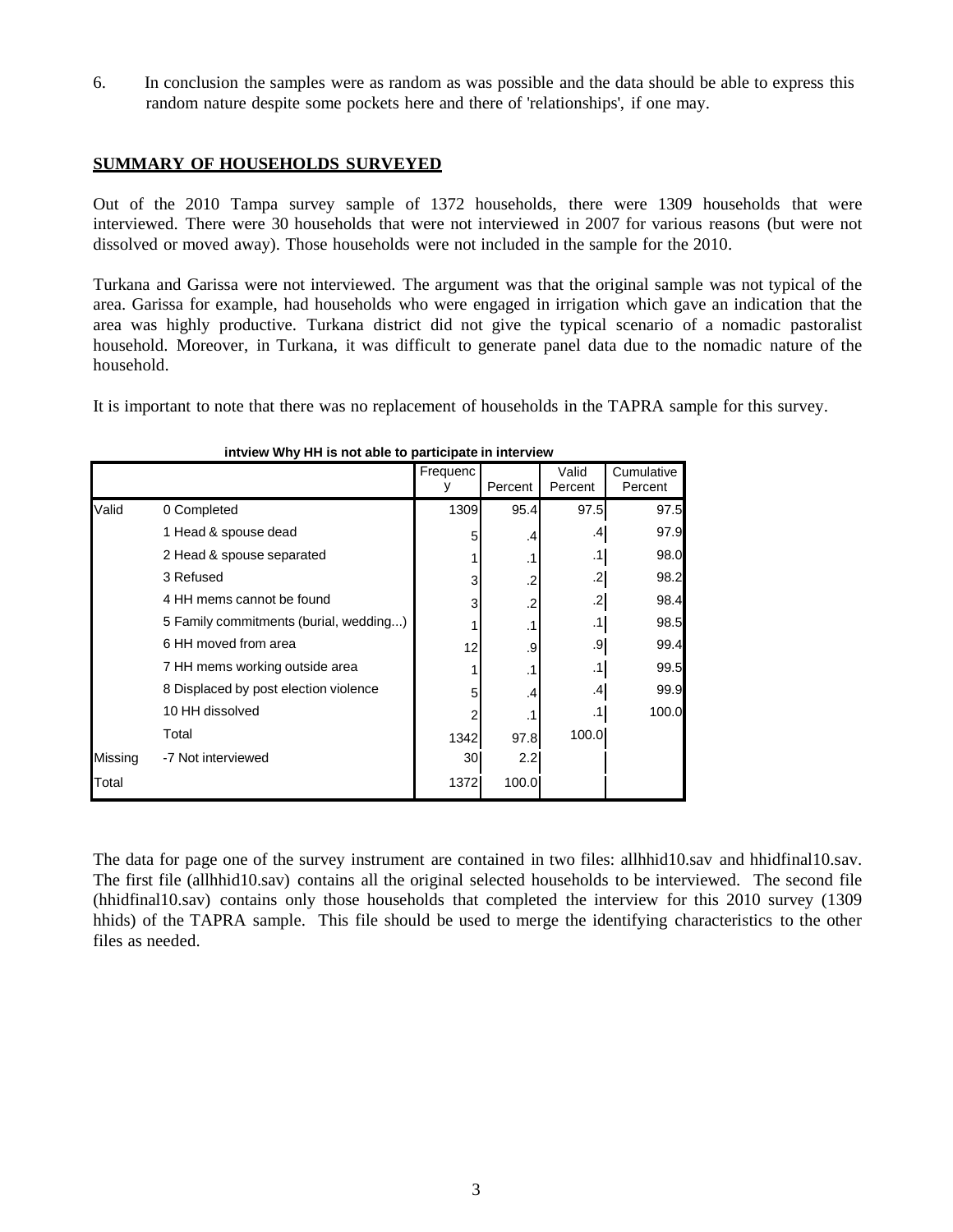6. In conclusion the samples were as random as was possible and the data should be able to express this random nature despite some pockets here and there of 'relationships', if one may.

## SUMMARY OF HOUSEHOLDS SURVEYED

Out of the 2010 Tampa survey sample of 1372 households, there were 1309 households that were interviewed. There were 30 households that were not interviewed in 2007 for various reasons (but were not dissolved or moved away). Those households were not included in the sample for the 2010.

Turkana and Garissa were not interviewed. The argument was that the original sample was not typical of the area. Garissa for example, had households who were engaged in irrigation which gave an indication that the area was highly productive. Turkana district did not give the typical scenario of a nomadic pastoralist household. Moreover, in Turkana, it was difficult to generate panel data due to the nomadic nature of the household.

It is important to note that there was no replacement of households in the TAPRA sample for this survey.

**intview Why HH is not able to participate in interview**

| | | Frequency | Percent | Valid Percent | Cumulative Percent |
|---|---|---|---|---|---|
| Valid | 0 Completed | 1309 | 95.4 | 97.5 | 97.5 |
| | 1 Head & spouse dead | 5 | .4 | .4 | 97.9 |
| | 2 Head & spouse separated | 1 | .1 | .1 | 98.0 |
| | 3 Refused | 3 | .2 | .2 | 98.2 |
| | 4 HH mems cannot be found | 3 | .2 | .2 | 98.4 |
| | 5 Family commitments (burial, wedding...) | 1 | .1 | .1 | 98.5 |
| | 6 HH moved from area | 12 | .9 | .9 | 99.4 |
| | 7 HH mems working outside area | 1 | .1 | .1 | 99.5 |
| | 8 Displaced by post election violence | 5 | .4 | .4 | 99.9 |
| | 10 HH dissolved | 2 | .1 | .1 | 100.0 |
| | Total | 1342 | 97.8 | 100.0 | |
| Missing | -7 Not interviewed | 30 | 2.2 | | |
| Total | | 1372 | 100.0 | | |

The data for page one of the survey instrument are contained in two files: allhhid10.sav and hhidfinal10.sav. The first file (allhhid10.sav) contains all the original selected households to be interviewed. The second file (hhidfinal10.sav) contains only those households that completed the interview for this 2010 survey (1309 hhids) of the TAPRA sample. This file should be used to merge the identifying characteristics to the other files as needed.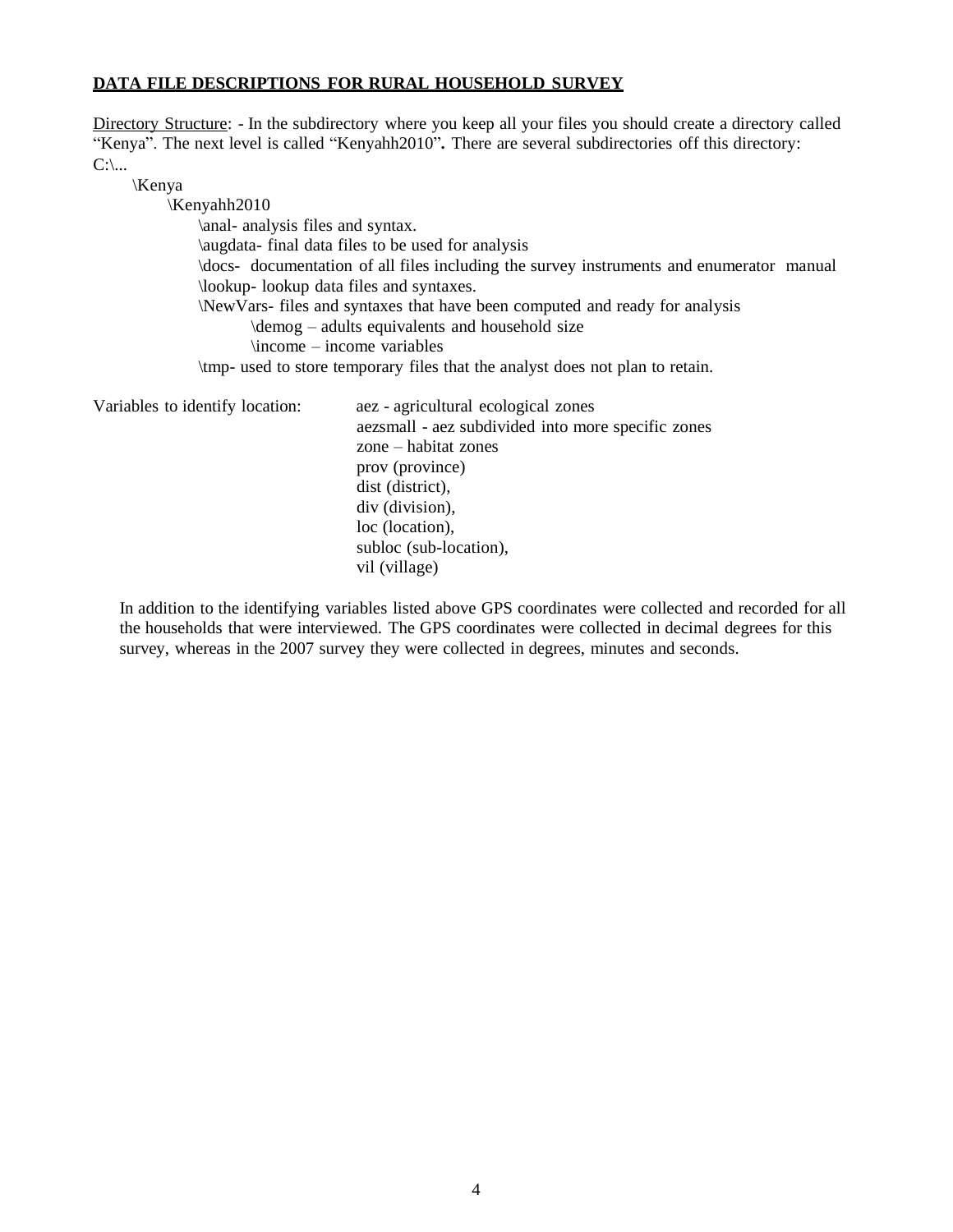**<u>DATA FILE DESCRIPTIONS FOR RURAL HOUSEHOLD SURVEY</u>**

<u>Directory Structure</u>: - In the subdirectory where you keep all your files you should create a directory called "Kenya". The next level is called "Kenyahh2010"**.** There are several subdirectories off this directory:

```
C:\...
    \Kenya
        \Kenyahh2010
            \anal- analysis files and syntax.
            \augdata- final data files to be used for analysis
            \docs- documentation of all files including the survey instruments and enumerator manual
            \lookup- lookup data files and syntaxes.
            \NewVars- files and syntaxes that have been computed and ready for analysis
                \demog – adults equivalents and household size
                \income – income variables
            \tmp- used to store temporary files that the analyst does not plan to retain.
```

Variables to identify location:

- aez - agricultural ecological zones
- aezsmall - aez subdivided into more specific zones
- zone – habitat zones
- prov (province)
- dist (district),
- div (division),
- loc (location),
- subloc (sub-location),
- vil (village)

In addition to the identifying variables listed above GPS coordinates were collected and recorded for all the households that were interviewed. The GPS coordinates were collected in decimal degrees for this survey, whereas in the 2007 survey they were collected in degrees, minutes and seconds.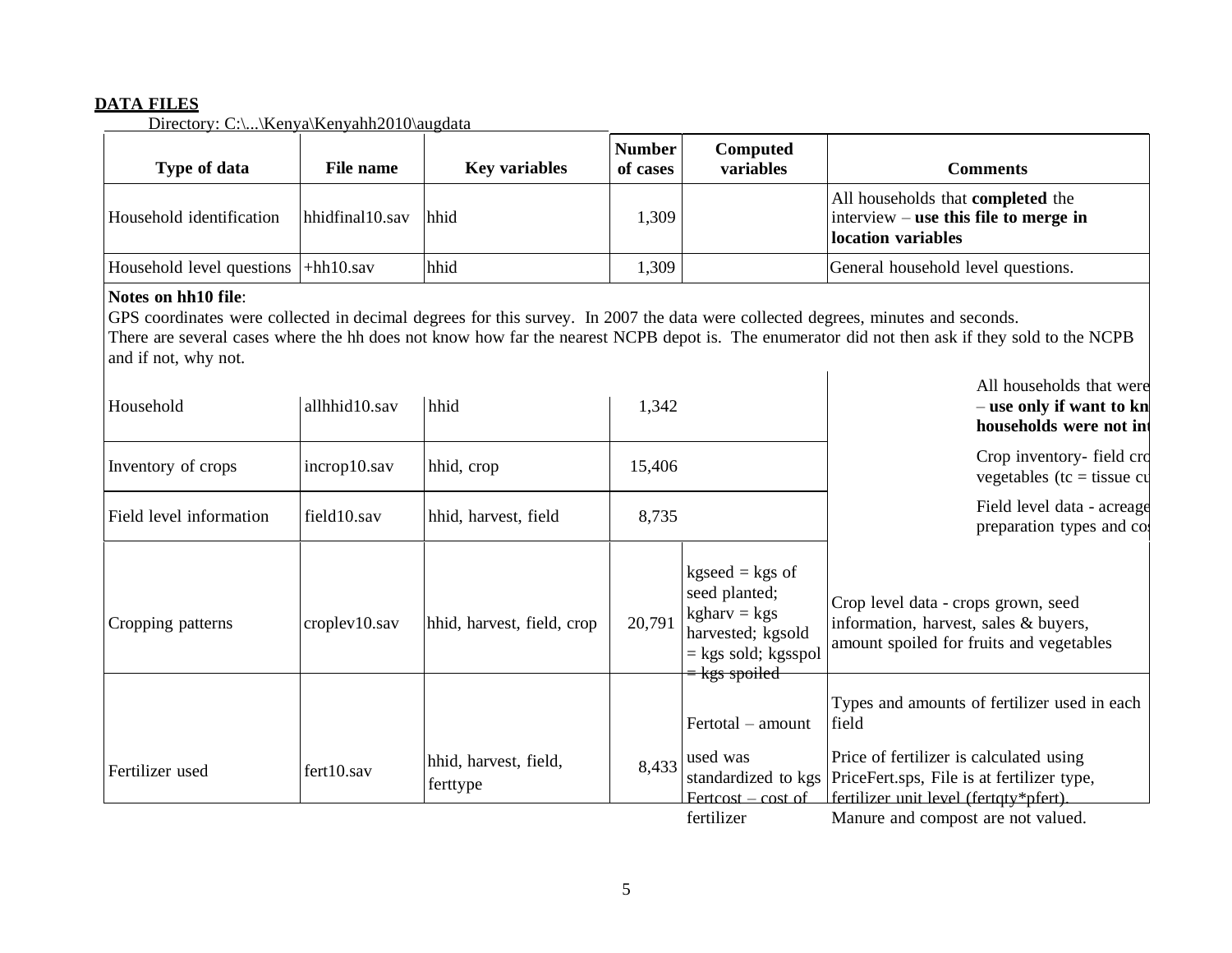## DATA FILES

Directory: C:\...\Kenya\Kenyahh2010\augdata

| Type of data | File name | Key variables | Number of cases | Computed variables | Comments |
|---|---|---|---|---|---|
| Household identification | hhidfinal10.sav | hhid | 1,309 | | All households that **completed** the interview – **use this file to merge in location variables** |
| Household level questions | +hh10.sav | hhid | 1,309 | | General household level questions. |
| **Notes on hh10 file**: GPS coordinates were collected in decimal degrees for this survey. In 2007 the data were collected degrees, minutes and seconds. There are several cases where the hh does not know how far the nearest NCPB depot is. The enumerator did not then ask if they sold to the NCPB and if not, why not. | | | | | |
| Household | allhhid10.sav | hhid | 1,342 | | All households that were – **use only if want to kn households were not int** |
| Inventory of crops | incrop10.sav | hhid, crop | 15,406 | | Crop inventory- field cro vegetables (tc = tissue cu |
| Field level information | field10.sav | hhid, harvest, field | 8,735 | | Field level data - acreage preparation types and co |
| Cropping patterns | croplev10.sav | hhid, harvest, field, crop | 20,791 | kgseed = kgs of seed planted; kgharv = kgs harvested; kgsold = kgs sold; kgsspol = kgs spoiled | Crop level data - crops grown, seed information, harvest, sales & buyers, amount spoiled for fruits and vegetables |
| Fertilizer used | fert10.sav | hhid, harvest, field, ferttype | 8,433 | Fertotal – amount used was standardized to kgs Fertcost – cost of fertilizer | Types and amounts of fertilizer used in each field<br>Price of fertilizer is calculated using PriceFert.sps, File is at fertilizer type, fertilizer unit level (fertqty*pfert). Manure and compost are not valued. |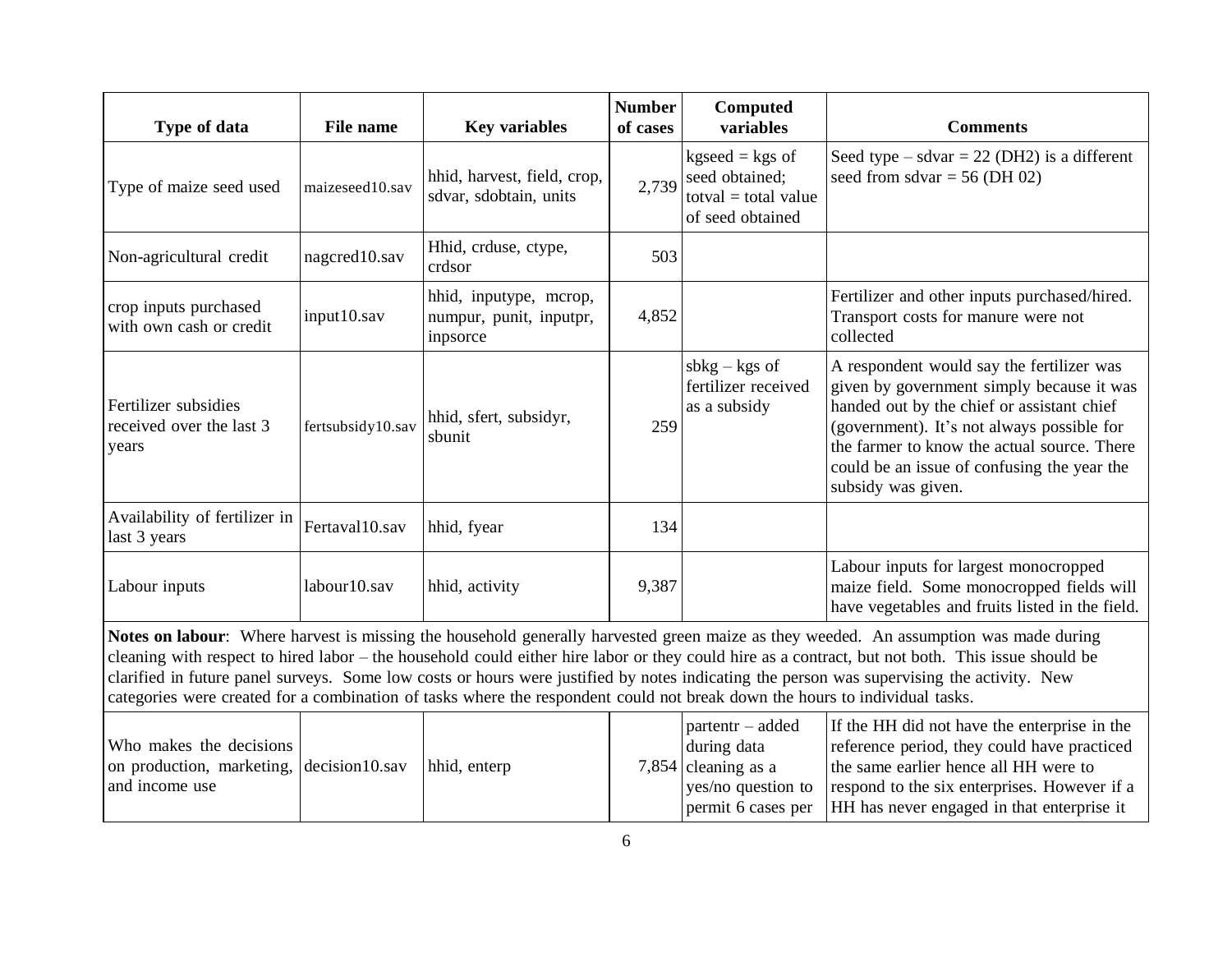| Type of data | File name | Key variables | Number of cases | Computed variables | Comments |
|---|---|---|---|---|---|
| Type of maize seed used | maizeseed10.sav | hhid, harvest, field, crop, sdvar, sdobtain, units | 2,739 | kgseed = kgs of seed obtained; totval = total value of seed obtained | Seed type – sdvar = 22 (DH2) is a different seed from sdvar = 56 (DH 02) |
| Non-agricultural credit | nagcred10.sav | Hhid, crduse, ctype, crdsor | 503 | | |
| crop inputs purchased with own cash or credit | input10.sav | hhid, inputype, mcrop, numpur, punit, inputpr, inpsorce | 4,852 | | Fertilizer and other inputs purchased/hired. Transport costs for manure were not collected |
| Fertilizer subsidies received over the last 3 years | fertsubsidy10.sav | hhid, sfert, subsidyr, sbunit | 259 | sbkg – kgs of fertilizer received as a subsidy | A respondent would say the fertilizer was given by government simply because it was handed out by the chief or assistant chief (government). It's not always possible for the farmer to know the actual source. There could be an issue of confusing the year the subsidy was given. |
| Availability of fertilizer in last 3 years | Fertaval10.sav | hhid, fyear | 134 | | |
| Labour inputs | labour10.sav | hhid, activity | 9,387 | | Labour inputs for largest monocropped maize field. Some monocropped fields will have vegetables and fruits listed in the field. |
| **Notes on labour**: Where harvest is missing the household generally harvested green maize as they weeded. An assumption was made during cleaning with respect to hired labor – the household could either hire labor or they could hire as a contract, but not both. This issue should be clarified in future panel surveys. Some low costs or hours were justified by notes indicating the person was supervising the activity. New categories were created for a combination of tasks where the respondent could not break down the hours to individual tasks. | | | | | |
| Who makes the decisions on production, marketing, and income use | decision10.sav | hhid, enterp | 7,854 | partentr – added during data cleaning as a yes/no question to permit 6 cases per | If the HH did not have the enterprise in the reference period, they could have practiced the same earlier hence all HH were to respond to the six enterprises. However if a HH has never engaged in that enterprise it |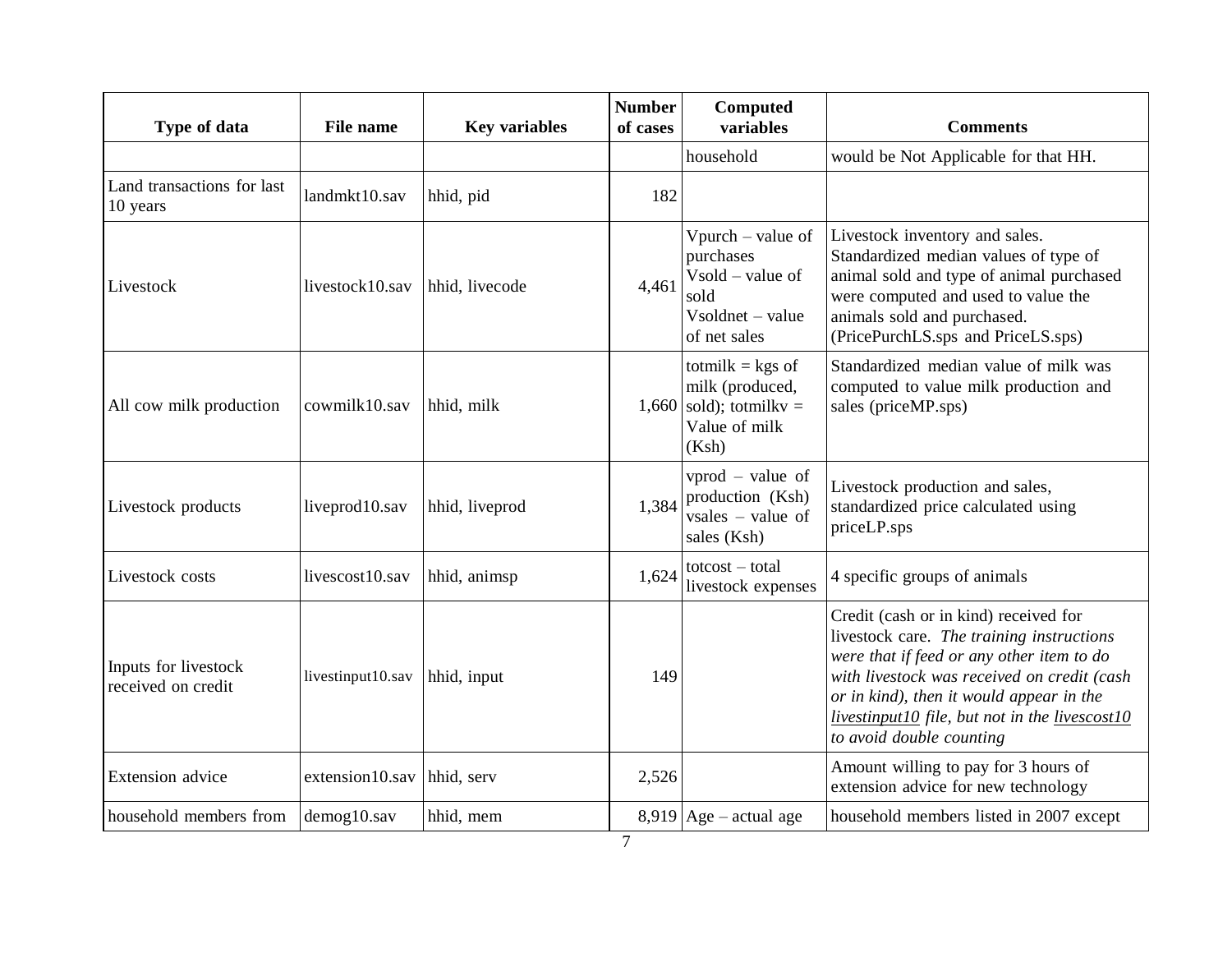| Type of data | File name | Key variables | Number of cases | Computed variables | Comments |
|---|---|---|---|---|---|
| | | | | household | would be Not Applicable for that HH. |
| Land transactions for last 10 years | landmkt10.sav | hhid, pid | 182 | | |
| Livestock | livestock10.sav | hhid, livecode | 4,461 | Vpurch – value of purchases<br>Vsold – value of sold<br>Vsoldnet – value of net sales | Livestock inventory and sales. Standardized median values of type of animal sold and type of animal purchased were computed and used to value the animals sold and purchased. (PricePurchLS.sps and PriceLS.sps) |
| All cow milk production | cowmilk10.sav | hhid, milk | 1,660 | totmilk = kgs of milk (produced, sold); totmilkv = Value of milk (Ksh) | Standardized median value of milk was computed to value milk production and sales (priceMP.sps) |
| Livestock products | liveprod10.sav | hhid, liveprod | 1,384 | vprod – value of production (Ksh) vsales – value of sales (Ksh) | Livestock production and sales, standardized price calculated using priceLP.sps |
| Livestock costs | livescost10.sav | hhid, animsp | 1,624 | totcost – total livestock expenses | 4 specific groups of animals |
| Inputs for livestock received on credit | livestinput10.sav | hhid, input | 149 | | Credit (cash or in kind) received for livestock care. *The training instructions were that if feed or any other item to do with livestock was received on credit (cash or in kind), then it would appear in the livestinput10 file, but not in the livescost10 to avoid double counting* |
| Extension advice | extension10.sav | hhid, serv | 2,526 | | Amount willing to pay for 3 hours of extension advice for new technology |
| household members from | demog10.sav | hhid, mem | 8,919 | Age – actual age | household members listed in 2007 except |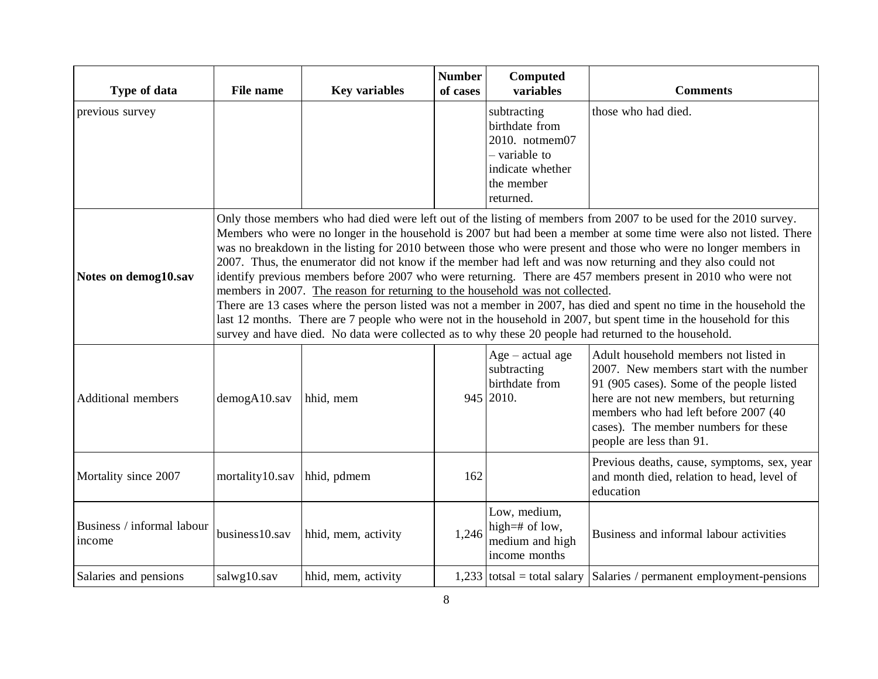| Type of data | File name | Key variables | Number of cases | Computed variables | Comments |
|---|---|---|---|---|---|
| previous survey | | | | subtracting birthdate from 2010. notmem07 – variable to indicate whether the member returned. | those who had died. |
| **Notes on demog10.sav** | Only those members who had died were left out of the listing of members from 2007 to be used for the 2010 survey. Members who were no longer in the household is 2007 but had been a member at some time were also not listed. There was no breakdown in the listing for 2010 between those who were present and those who were no longer members in 2007. Thus, the enumerator did not know if the member had left and was now returning and they also could not identify previous members before 2007 who were returning. There are 457 members present in 2010 who were not members in 2007. The reason for returning to the household was not collected. There are 13 cases where the person listed was not a member in 2007, has died and spent no time in the household the last 12 months. There are 7 people who were not in the household in 2007, but spent time in the household for this survey and have died. No data were collected as to why these 20 people had returned to the household. | | | | |
| Additional members | demogA10.sav | hhid, mem | 945 | Age – actual age subtracting birthdate from 2010. | Adult household members not listed in 2007. New members start with the number 91 (905 cases). Some of the people listed here are not new members, but returning members who had left before 2007 (40 cases). The member numbers for these people are less than 91. |
| Mortality since 2007 | mortality10.sav | hhid, pdmem | 162 | | Previous deaths, cause, symptoms, sex, year and month died, relation to head, level of education |
| Business / informal labour income | business10.sav | hhid, mem, activity | 1,246 | Low, medium, high=# of low, medium and high income months | Business and informal labour activities |
| Salaries and pensions | salwg10.sav | hhid, mem, activity | 1,233 | totsal = total salary | Salaries / permanent employment-pensions |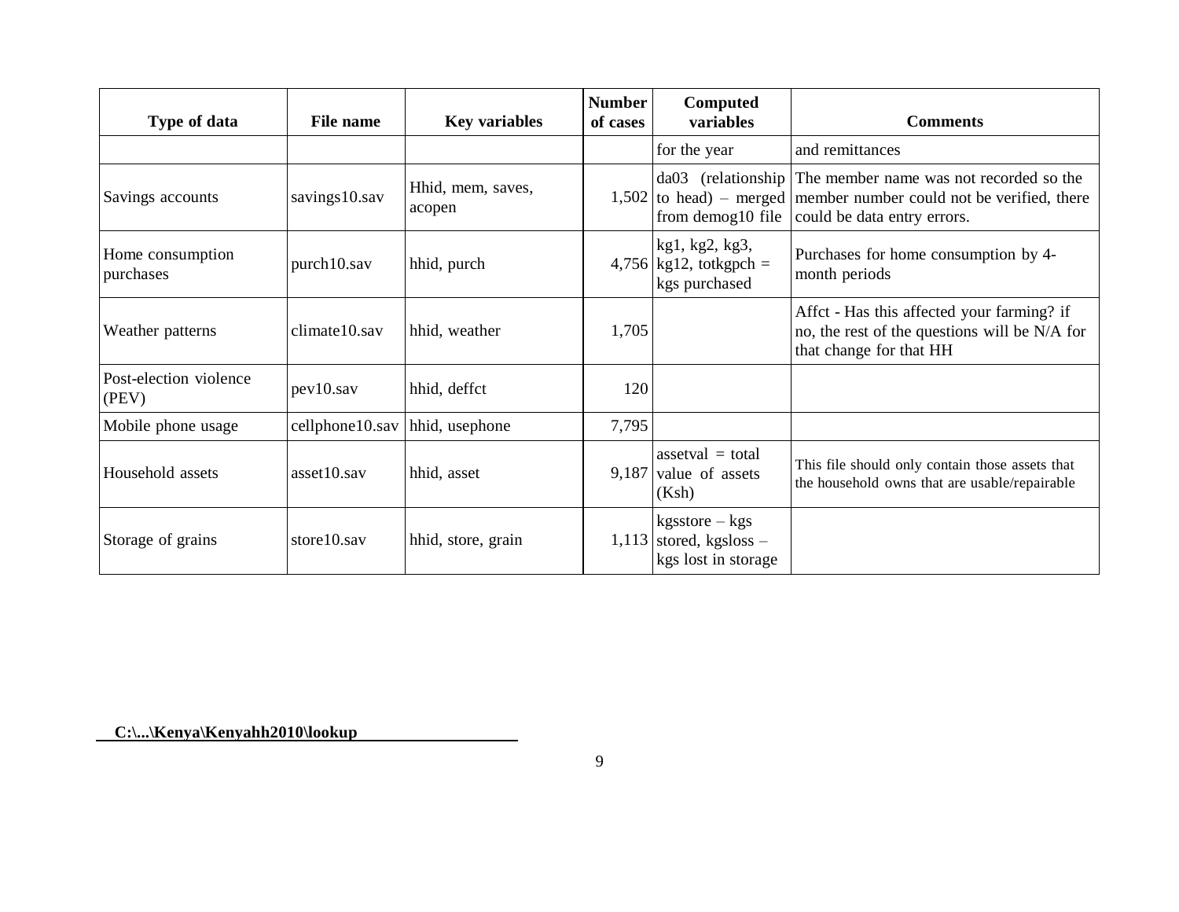| Type of data | File name | Key variables | Number of cases | Computed variables | Comments |
|---|---|---|---|---|---|
| | | | | for the year | and remittances |
| Savings accounts | savings10.sav | Hhid, mem, saves, acopen | 1,502 | da03 (relationship to head) – merged from demog10 file | The member name was not recorded so the member number could not be verified, there could be data entry errors. |
| Home consumption purchases | purch10.sav | hhid, purch | 4,756 | kg1, kg2, kg3, kg12, totkgpch = kgs purchased | Purchases for home consumption by 4-month periods |
| Weather patterns | climate10.sav | hhid, weather | 1,705 | | Affct - Has this affected your farming? if no, the rest of the questions will be N/A for that change for that HH |
| Post-election violence (PEV) | pev10.sav | hhid, deffct | 120 | | |
| Mobile phone usage | cellphone10.sav | hhid, usephone | 7,795 | | |
| Household assets | asset10.sav | hhid, asset | 9,187 | assetval = total value of assets (Ksh) | This file should only contain those assets that the household owns that are usable/repairable |
| Storage of grains | store10.sav | hhid, store, grain | 1,113 | kgsstore – kgs stored, kgsloss – kgs lost in storage | |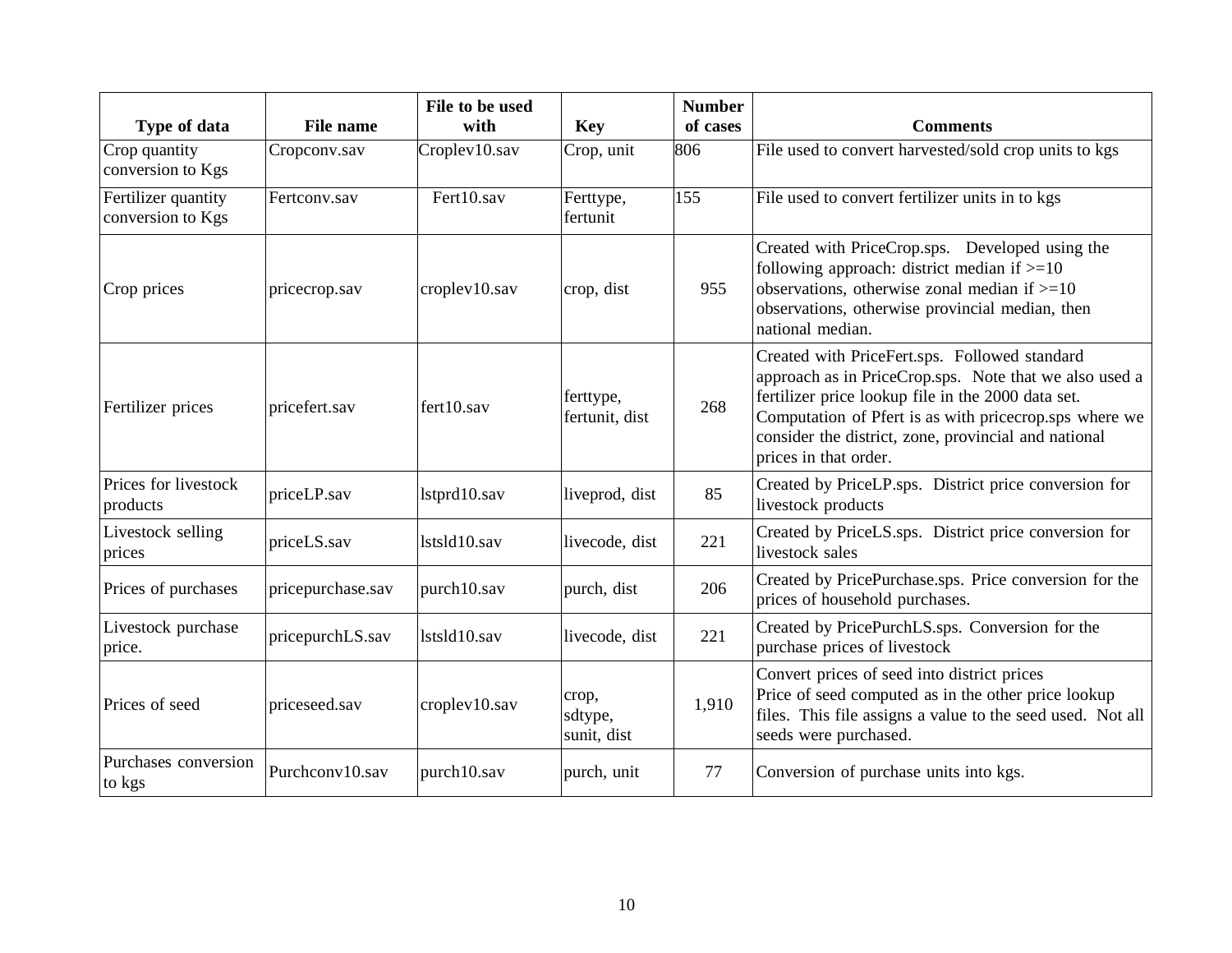| Type of data | File name | File to be used with | Key | Number of cases | Comments |
|---|---|---|---|---|---|
| Crop quantity conversion to Kgs | Cropconv.sav | Croplev10.sav | Crop, unit | 806 | File used to convert harvested/sold crop units to kgs |
| Fertilizer quantity conversion to Kgs | Fertconv.sav | Fert10.sav | Ferttype, fertunit | 155 | File used to convert fertilizer units in to kgs |
| Crop prices | pricecrop.sav | croplev10.sav | crop, dist | 955 | Created with PriceCrop.sps. Developed using the following approach: district median if >=10 observations, otherwise zonal median if >=10 observations, otherwise provincial median, then national median. |
| Fertilizer prices | pricefert.sav | fert10.sav | ferttype, fertunit, dist | 268 | Created with PriceFert.sps. Followed standard approach as in PriceCrop.sps. Note that we also used a fertilizer price lookup file in the 2000 data set. Computation of Pfert is as with pricecrop.sps where we consider the district, zone, provincial and national prices in that order. |
| Prices for livestock products | priceLP.sav | lstprd10.sav | liveprod, dist | 85 | Created by PriceLP.sps. District price conversion for livestock products |
| Livestock selling prices | priceLS.sav | lstsld10.sav | livecode, dist | 221 | Created by PriceLS.sps. District price conversion for livestock sales |
| Prices of purchases | pricepurchase.sav | purch10.sav | purch, dist | 206 | Created by PricePurchase.sps. Price conversion for the prices of household purchases. |
| Livestock purchase price. | pricepurchLS.sav | lstsld10.sav | livecode, dist | 221 | Created by PricePurchLS.sps. Conversion for the purchase prices of livestock |
| Prices of seed | priceseed.sav | croplev10.sav | crop, sdtype, sunit, dist | 1,910 | Convert prices of seed into district prices<br>Price of seed computed as in the other price lookup files. This file assigns a value to the seed used. Not all seeds were purchased. |
| Purchases conversion to kgs | Purchconv10.sav | purch10.sav | purch, unit | 77 | Conversion of purchase units into kgs. |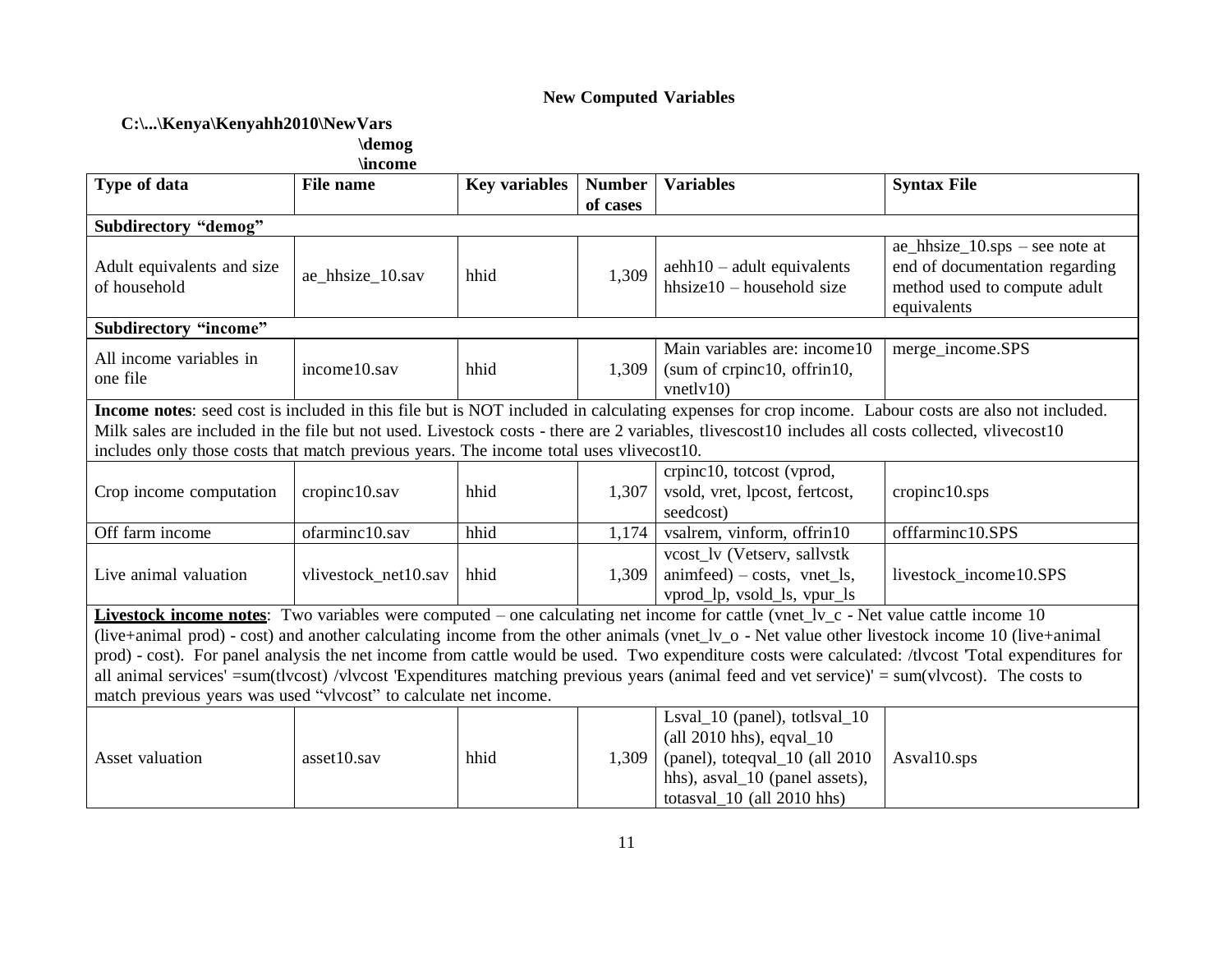**New Computed Variables**

**C:\...\Kenya\Kenyahh2010\NewVars**
**\demog**
**\income**

| Type of data | File name | Key variables | Number of cases | Variables | Syntax File |
|---|---|---|---|---|---|
| **Subdirectory "demog"** | | | | | |
| Adult equivalents and size of household | ae_hhsize_10.sav | hhid | 1,309 | aehh10 – adult equivalents hhsize10 – household size | ae_hhsize_10.sps – see note at end of documentation regarding method used to compute adult equivalents |
| **Subdirectory "income"** | | | | | |
| All income variables in one file | income10.sav | hhid | 1,309 | Main variables are: income10 (sum of crpinc10, offrin10, vnetlv10) | merge_income.SPS |
| **Income notes**: seed cost is included in this file but is NOT included in calculating expenses for crop income. Labour costs are also not included. Milk sales are included in the file but not used. Livestock costs - there are 2 variables, tlivescost10 includes all costs collected, vlivecost10 includes only those costs that match previous years. The income total uses vlivecost10. | | | | | |
| Crop income computation | cropinc10.sav | hhid | 1,307 | crpinc10, totcost (vprod, vsold, vret, lpcost, fertcost, seedcost) | cropinc10.sps |
| Off farm income | ofarminc10.sav | hhid | 1,174 | vsalrem, vinform, offrin10 | offfarminc10.SPS |
| Live animal valuation | vlivestock_net10.sav | hhid | 1,309 | vcost_lv (Vetserv, sallvstk animfeed) – costs, vnet_ls, vprod_lp, vsold_ls, vpur_ls | livestock_income10.SPS |
| **<u>Livestock income notes</u>**: Two variables were computed – one calculating net income for cattle (vnet_lv_c - Net value cattle income 10 (live+animal prod) - cost) and another calculating income from the other animals (vnet_lv_o - Net value other livestock income 10 (live+animal prod) - cost). For panel analysis the net income from cattle would be used. Two expenditure costs were calculated: /tlvcost 'Total expenditures for all animal services' =sum(tlvcost) /vlvcost 'Expenditures matching previous years (animal feed and vet service)' = sum(vlvcost). The costs to match previous years was used "vlvcost" to calculate net income. | | | | | |
| Asset valuation | asset10.sav | hhid | 1,309 | Lsval_10 (panel), totlsval_10 (all 2010 hhs), eqval_10 (panel), toteqval_10 (all 2010 hhs), asval_10 (panel assets), totasval_10 (all 2010 hhs) | Asval10.sps |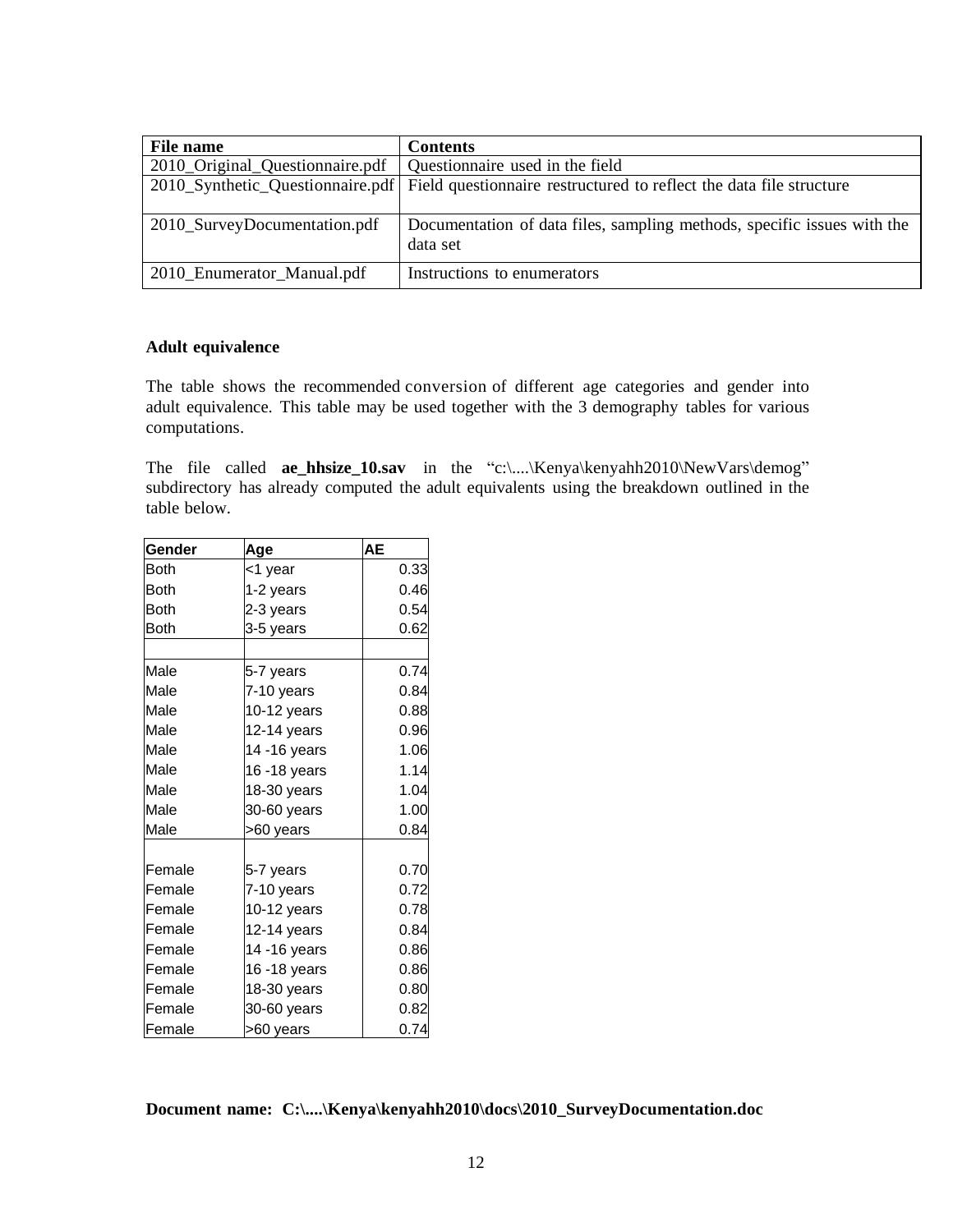| File name | Contents |
|---|---|
| 2010_Original_Questionnaire.pdf | Questionnaire used in the field |
| 2010_Synthetic_Questionnaire.pdf | Field questionnaire restructured to reflect the data file structure |
| 2010_SurveyDocumentation.pdf | Documentation of data files, sampling methods, specific issues with the data set |
| 2010_Enumerator_Manual.pdf | Instructions to enumerators |

**Adult equivalence**

The table shows the recommended conversion of different age categories and gender into adult equivalence. This table may be used together with the 3 demography tables for various computations.

The file called **ae_hhsize_10.sav** in the "c:\....\Kenya\kenyahh2010\NewVars\demog" subdirectory has already computed the adult equivalents using the breakdown outlined in the table below.

| Gender | Age | AE |
|---|---|---|
| Both | <1 year | 0.33 |
| Both | 1-2 years | 0.46 |
| Both | 2-3 years | 0.54 |
| Both | 3-5 years | 0.62 |
| | | |
| Male | 5-7 years | 0.74 |
| Male | 7-10 years | 0.84 |
| Male | 10-12 years | 0.88 |
| Male | 12-14 years | 0.96 |
| Male | 14 -16 years | 1.06 |
| Male | 16 -18 years | 1.14 |
| Male | 18-30 years | 1.04 |
| Male | 30-60 years | 1.00 |
| Male | >60 years | 0.84 |
| | | |
| Female | 5-7 years | 0.70 |
| Female | 7-10 years | 0.72 |
| Female | 10-12 years | 0.78 |
| Female | 12-14 years | 0.84 |
| Female | 14 -16 years | 0.86 |
| Female | 16 -18 years | 0.86 |
| Female | 18-30 years | 0.80 |
| Female | 30-60 years | 0.82 |
| Female | >60 years | 0.74 |

**Document name: C:\....\Kenya\kenyahh2010\docs\2010_SurveyDocumentation.doc**